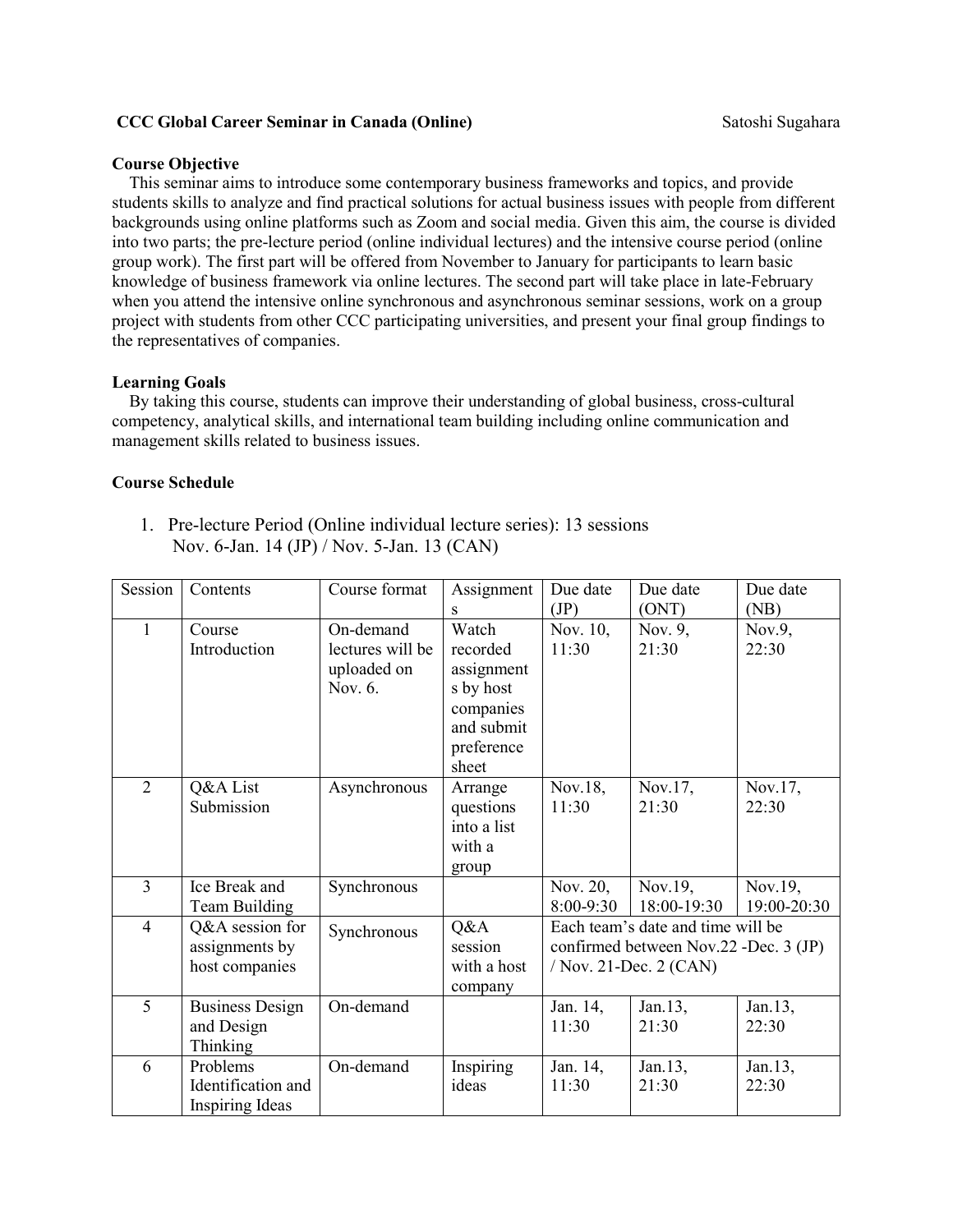**CCC Global Career Seminar in Canada (Online)** Satoshi Sugahara

**Course Objective**

This seminar aims to introduce some contemporary business frameworks and topics, and provide students skills to analyze and find practical solutions for actual business issues with people from different backgrounds using online platforms such as Zoom and social media. Given this aim, the course is divided into two parts; the pre-lecture period (online individual lectures) and the intensive course period (online group work). The first part will be offered from November to January for participants to learn basic knowledge of business framework via online lectures. The second part will take place in late-February when you attend the intensive online synchronous and asynchronous seminar sessions, work on a group project with students from other CCC participating universities, and present your final group findings to the representatives of companies.

**Learning Goals**

By taking this course, students can improve their understanding of global business, cross-cultural competency, analytical skills, and international team building including online communication and management skills related to business issues.

**Course Schedule**

1. Pre-lecture Period (Online individual lecture series): 13 sessions
   Nov. 6-Jan. 14 (JP) / Nov. 5-Jan. 13 (CAN)

| Session | Contents | Course format | Assignments | Due date (JP) | Due date (ONT) | Due date (NB) |
|---|---|---|---|---|---|---|
| 1 | Course Introduction | On-demand lectures will be uploaded on Nov. 6. | Watch recorded assignments by host companies and submit preference sheet | Nov. 10, 11:30 | Nov. 9, 21:30 | Nov.9, 22:30 |
| 2 | Q&A List Submission | Asynchronous | Arrange questions into a list with a group | Nov.18, 11:30 | Nov.17, 21:30 | Nov.17, 22:30 |
| 3 | Ice Break and Team Building | Synchronous | | Nov. 20, 8:00-9:30 | Nov.19, 18:00-19:30 | Nov.19, 19:00-20:30 |
| 4 | Q&A session for assignments by host companies | Synchronous | Q&A session with a host company | Each team's date and time will be confirmed between Nov.22 -Dec. 3 (JP) / Nov. 21-Dec. 2 (CAN) | | |
| 5 | Business Design and Design Thinking | On-demand | | Jan. 14, 11:30 | Jan.13, 21:30 | Jan.13, 22:30 |
| 6 | Problems Identification and Inspiring Ideas | On-demand | Inspiring ideas | Jan. 14, 11:30 | Jan.13, 21:30 | Jan.13, 22:30 |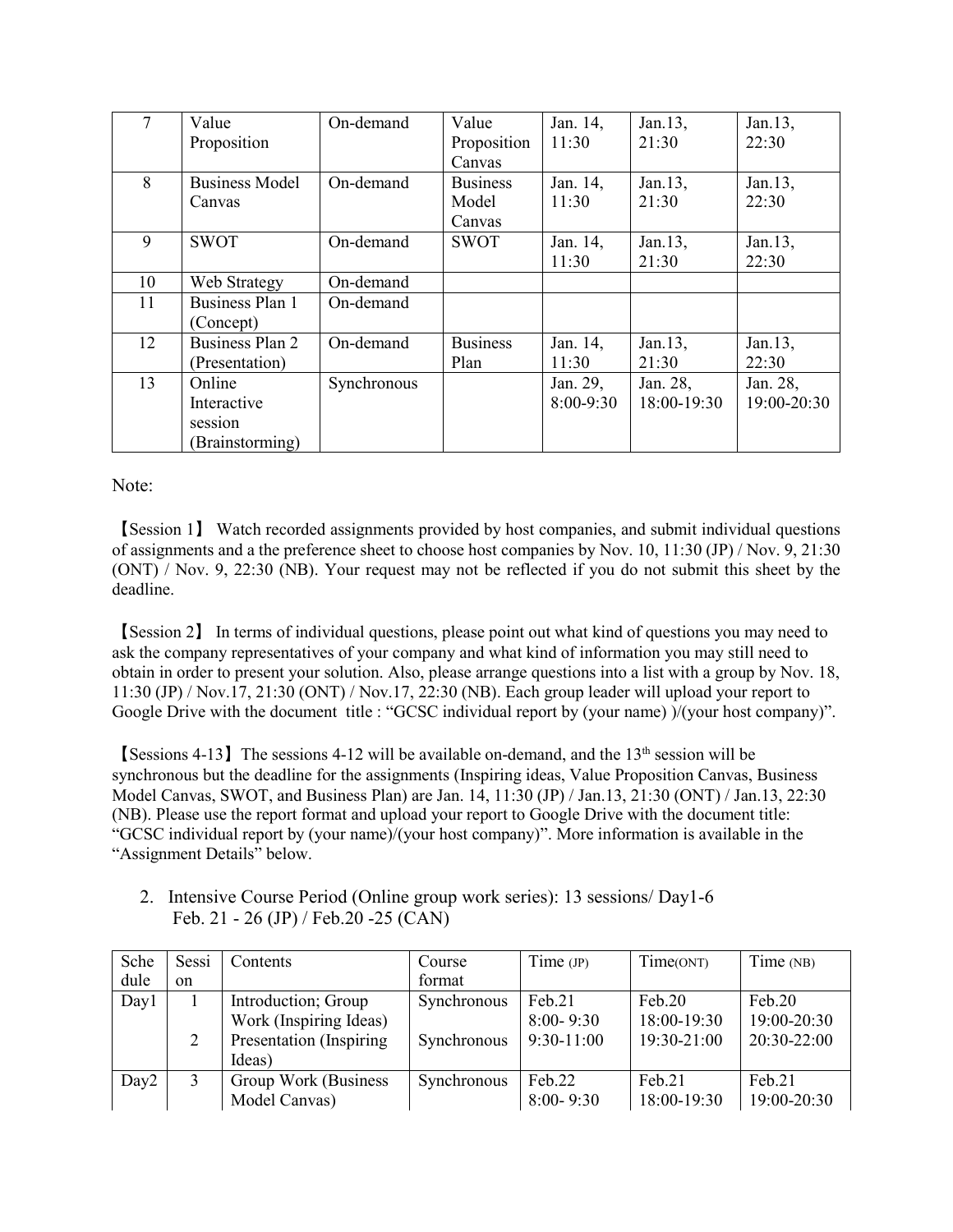| 7 | Value Proposition | On-demand | Value Proposition Canvas | Jan. 14, 11:30 | Jan.13, 21:30 | Jan.13, 22:30 |
|---|---|---|---|---|---|---|
| 8 | Business Model Canvas | On-demand | Business Model Canvas | Jan. 14, 11:30 | Jan.13, 21:30 | Jan.13, 22:30 |
| 9 | SWOT | On-demand | SWOT | Jan. 14, 11:30 | Jan.13, 21:30 | Jan.13, 22:30 |
| 10 | Web Strategy | On-demand | | | | |
| 11 | Business Plan 1 (Concept) | On-demand | | | | |
| 12 | Business Plan 2 (Presentation) | On-demand | Business Plan | Jan. 14, 11:30 | Jan.13, 21:30 | Jan.13, 22:30 |
| 13 | Online Interactive session (Brainstorming) | Synchronous | | Jan. 29, 8:00-9:30 | Jan. 28, 18:00-19:30 | Jan. 28, 19:00-20:30 |

Note:

【Session 1】 Watch recorded assignments provided by host companies, and submit individual questions of assignments and a the preference sheet to choose host companies by Nov. 10, 11:30 (JP) / Nov. 9, 21:30 (ONT) / Nov. 9, 22:30 (NB). Your request may not be reflected if you do not submit this sheet by the deadline.

【Session 2】 In terms of individual questions, please point out what kind of questions you may need to ask the company representatives of your company and what kind of information you may still need to obtain in order to present your solution. Also, please arrange questions into a list with a group by Nov. 18, 11:30 (JP) / Nov.17, 21:30 (ONT) / Nov.17, 22:30 (NB). Each group leader will upload your report to Google Drive with the document title : "GCSC individual report by (your name) )/(your host company)".

【Sessions 4-13】 The sessions 4-12 will be available on-demand, and the 13th session will be synchronous but the deadline for the assignments (Inspiring ideas, Value Proposition Canvas, Business Model Canvas, SWOT, and Business Plan) are Jan. 14, 11:30 (JP) / Jan.13, 21:30 (ONT) / Jan.13, 22:30 (NB). Please use the report format and upload your report to Google Drive with the document title: "GCSC individual report by (your name)/(your host company)". More information is available in the "Assignment Details" below.

2. Intensive Course Period (Online group work series): 13 sessions/ Day1-6
   Feb. 21 - 26 (JP) / Feb.20 -25 (CAN)

| Schedule | Session | Contents | Course format | Time (JP) | Time(ONT) | Time (NB) |
|---|---|---|---|---|---|---|
| Day1 | 1 | Introduction; Group Work (Inspiring Ideas) | Synchronous | Feb.21 8:00- 9:30 | Feb.20 18:00-19:30 | Feb.20 19:00-20:30 |
| | 2 | Presentation (Inspiring Ideas) | Synchronous | 9:30-11:00 | 19:30-21:00 | 20:30-22:00 |
| Day2 | 3 | Group Work (Business Model Canvas) | Synchronous | Feb.22 8:00- 9:30 | Feb.21 18:00-19:30 | Feb.21 19:00-20:30 |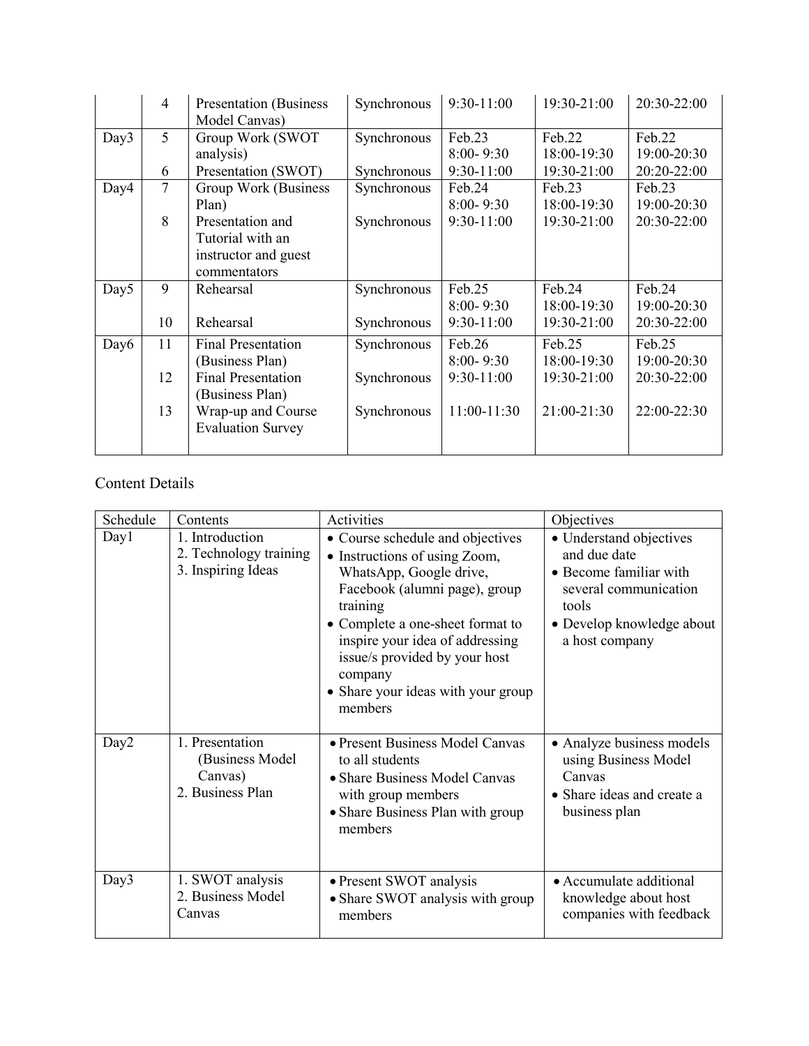| | | | | | | |
|---|---|---|---|---|---|---|
| | 4 | Presentation (Business Model Canvas) | Synchronous | 9:30-11:00 | 19:30-21:00 | 20:30-22:00 |
| Day3 | 5 | Group Work (SWOT analysis) | Synchronous | Feb.23<br>8:00- 9:30 | Feb.22<br>18:00-19:30 | Feb.22<br>19:00-20:30 |
| | 6 | Presentation (SWOT) | Synchronous | 9:30-11:00 | 19:30-21:00 | 20:20-22:00 |
| Day4 | 7 | Group Work (Business Plan) | Synchronous | Feb.24<br>8:00- 9:30 | Feb.23<br>18:00-19:30 | Feb.23<br>19:00-20:30 |
| | 8 | Presentation and Tutorial with an instructor and guest commentators | Synchronous | 9:30-11:00 | 19:30-21:00 | 20:30-22:00 |
| Day5 | 9 | Rehearsal | Synchronous | Feb.25<br>8:00- 9:30 | Feb.24<br>18:00-19:30 | Feb.24<br>19:00-20:30 |
| | 10 | Rehearsal | Synchronous | 9:30-11:00 | 19:30-21:00 | 20:30-22:00 |
| Day6 | 11 | Final Presentation (Business Plan) | Synchronous | Feb.26<br>8:00- 9:30 | Feb.25<br>18:00-19:30 | Feb.25<br>19:00-20:30 |
| | 12 | Final Presentation (Business Plan) | Synchronous | 9:30-11:00 | 19:30-21:00 | 20:30-22:00 |
| | 13 | Wrap-up and Course Evaluation Survey | Synchronous | 11:00-11:30 | 21:00-21:30 | 22:00-22:30 |

Content Details

| Schedule | Contents | Activities | Objectives |
|---|---|---|---|
| Day1 | 1. Introduction<br>2. Technology training<br>3. Inspiring Ideas | • Course schedule and objectives<br>• Instructions of using Zoom, WhatsApp, Google drive, Facebook (alumni page), group training<br>• Complete a one-sheet format to inspire your idea of addressing issue/s provided by your host company<br>• Share your ideas with your group members | • Understand objectives and due date<br>• Become familiar with several communication tools<br>• Develop knowledge about a host company |
| Day2 | 1. Presentation (Business Model Canvas)<br>2. Business Plan | • Present Business Model Canvas to all students<br>• Share Business Model Canvas with group members<br>• Share Business Plan with group members | • Analyze business models using Business Model Canvas<br>• Share ideas and create a business plan |
| Day3 | 1. SWOT analysis<br>2. Business Model Canvas | • Present SWOT analysis<br>• Share SWOT analysis with group members | • Accumulate additional knowledge about host companies with feedback |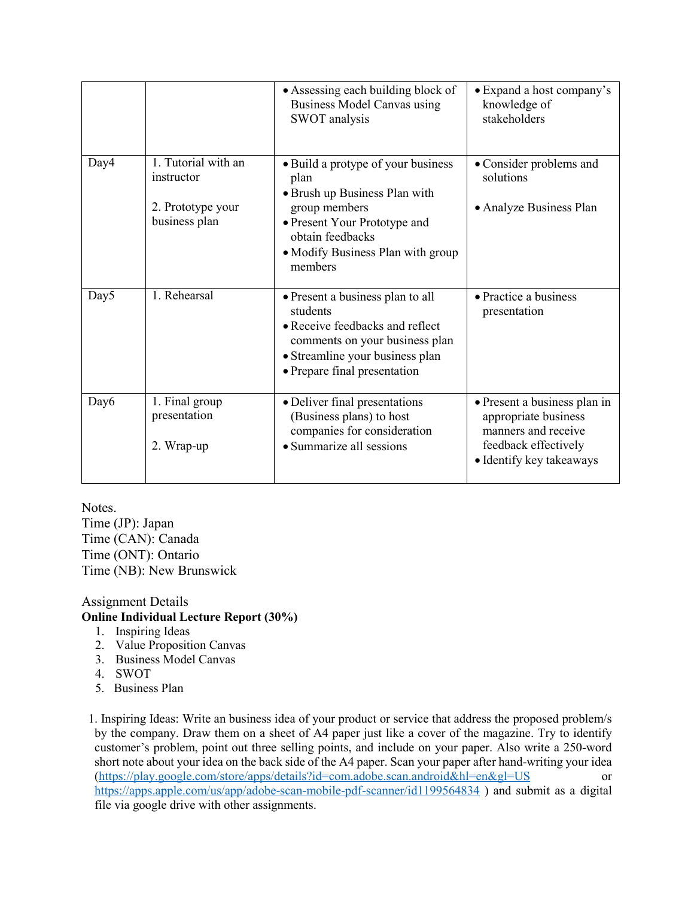| | | • Assessing each building block of Business Model Canvas using SWOT analysis | • Expand a host company's knowledge of stakeholders |
|---|---|---|---|
| Day4 | 1. Tutorial with an instructor<br><br>2. Prototype your business plan | • Build a protype of your business plan<br>• Brush up Business Plan with group members<br>• Present Your Prototype and obtain feedbacks<br>• Modify Business Plan with group members | • Consider problems and solutions<br><br>• Analyze Business Plan |
| Day5 | 1. Rehearsal | • Present a business plan to all students<br>• Receive feedbacks and reflect comments on your business plan<br>• Streamline your business plan<br>• Prepare final presentation | • Practice a business presentation |
| Day6 | 1. Final group presentation<br><br>2. Wrap-up | • Deliver final presentations (Business plans) to host companies for consideration<br>• Summarize all sessions | • Present a business plan in appropriate business manners and receive feedback effectively<br>• Identify key takeaways |

Notes.
Time (JP): Japan
Time (CAN): Canada
Time (ONT): Ontario
Time (NB): New Brunswick

Assignment Details

**Online Individual Lecture Report (30%)**

1. Inspiring Ideas
2. Value Proposition Canvas
3. Business Model Canvas
4. SWOT
5. Business Plan

1. Inspiring Ideas: Write an business idea of your product or service that address the proposed problem/s by the company. Draw them on a sheet of A4 paper just like a cover of the magazine. Try to identify customer's problem, point out three selling points, and include on your paper. Also write a 250-word short note about your idea on the back side of the A4 paper. Scan your paper after hand-writing your idea (https://play.google.com/store/apps/details?id=com.adobe.scan.android&hl=en&gl=US or https://apps.apple.com/us/app/adobe-scan-mobile-pdf-scanner/id1199564834 ) and submit as a digital file via google drive with other assignments.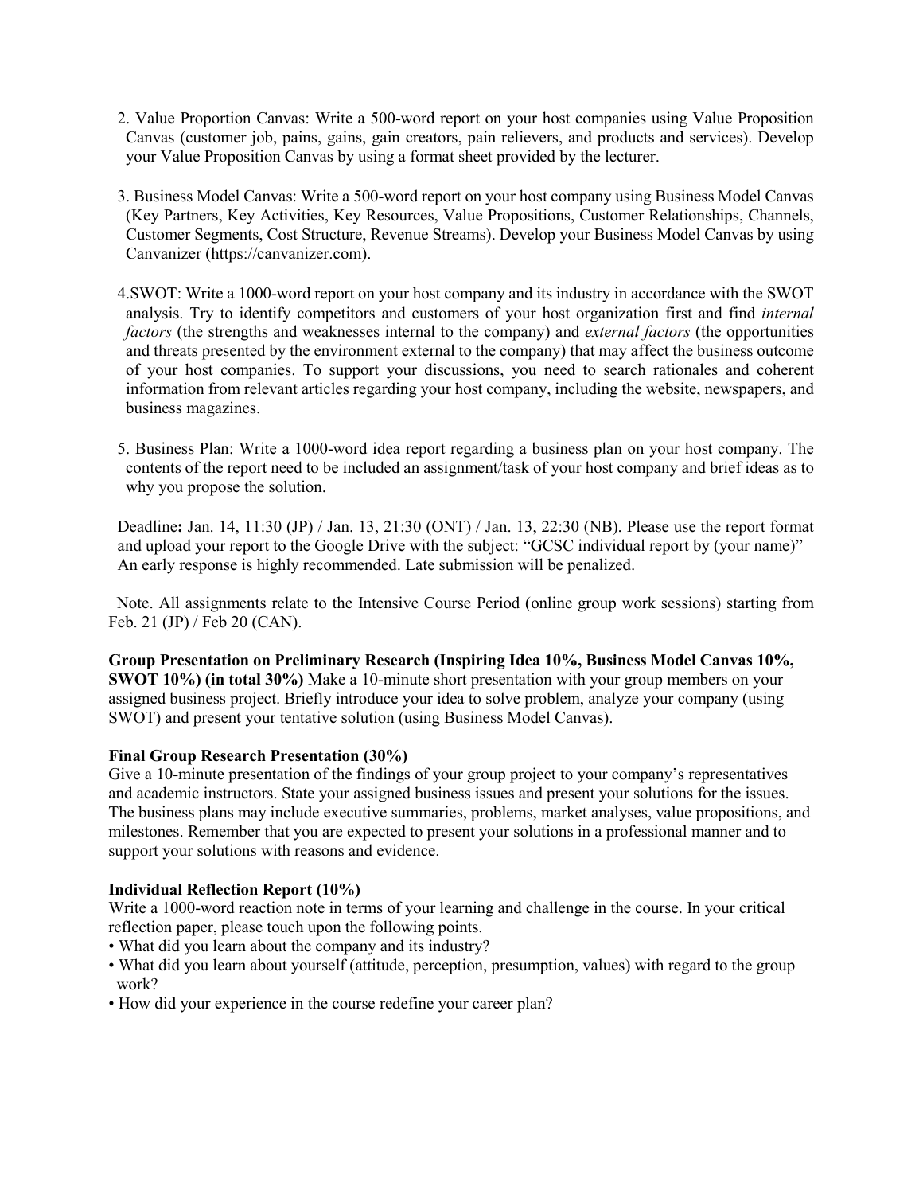2. Value Proportion Canvas: Write a 500-word report on your host companies using Value Proposition Canvas (customer job, pains, gains, gain creators, pain relievers, and products and services). Develop your Value Proposition Canvas by using a format sheet provided by the lecturer.

3. Business Model Canvas: Write a 500-word report on your host company using Business Model Canvas (Key Partners, Key Activities, Key Resources, Value Propositions, Customer Relationships, Channels, Customer Segments, Cost Structure, Revenue Streams). Develop your Business Model Canvas by using Canvanizer (https://canvanizer.com).

4.SWOT: Write a 1000-word report on your host company and its industry in accordance with the SWOT analysis. Try to identify competitors and customers of your host organization first and find *internal factors* (the strengths and weaknesses internal to the company) and *external factors* (the opportunities and threats presented by the environment external to the company) that may affect the business outcome of your host companies. To support your discussions, you need to search rationales and coherent information from relevant articles regarding your host company, including the website, newspapers, and business magazines.

5. Business Plan: Write a 1000-word idea report regarding a business plan on your host company. The contents of the report need to be included an assignment/task of your host company and brief ideas as to why you propose the solution.

Deadline**:** Jan. 14, 11:30 (JP) / Jan. 13, 21:30 (ONT) / Jan. 13, 22:30 (NB). Please use the report format and upload your report to the Google Drive with the subject: "GCSC individual report by (your name)" An early response is highly recommended. Late submission will be penalized.

Note. All assignments relate to the Intensive Course Period (online group work sessions) starting from Feb. 21 (JP) / Feb 20 (CAN).

**Group Presentation on Preliminary Research (Inspiring Idea 10%, Business Model Canvas 10%, SWOT 10%) (in total 30%)** Make a 10-minute short presentation with your group members on your assigned business project. Briefly introduce your idea to solve problem, analyze your company (using SWOT) and present your tentative solution (using Business Model Canvas).

**Final Group Research Presentation (30%)**
Give a 10-minute presentation of the findings of your group project to your company's representatives and academic instructors. State your assigned business issues and present your solutions for the issues. The business plans may include executive summaries, problems, market analyses, value propositions, and milestones. Remember that you are expected to present your solutions in a professional manner and to support your solutions with reasons and evidence.

**Individual Reflection Report (10%)**
Write a 1000-word reaction note in terms of your learning and challenge in the course. In your critical reflection paper, please touch upon the following points.

- What did you learn about the company and its industry?
- What did you learn about yourself (attitude, perception, presumption, values) with regard to the group work?
- How did your experience in the course redefine your career plan?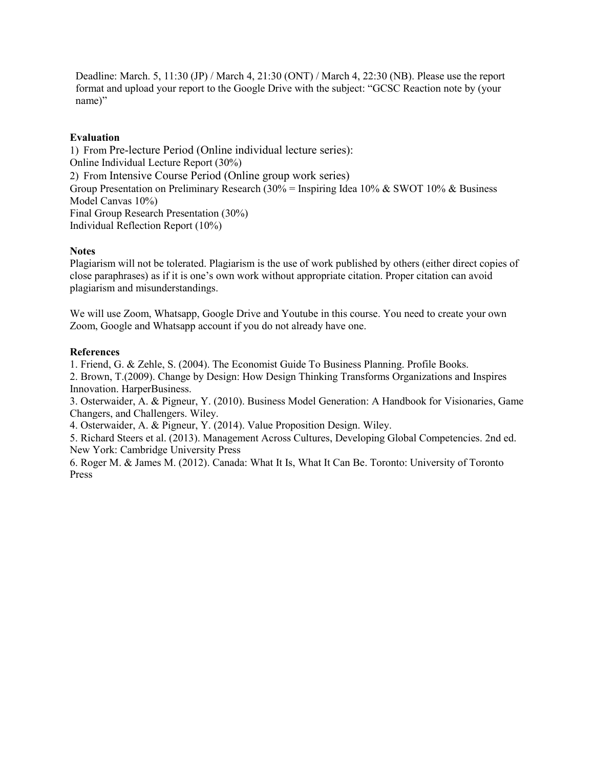Deadline: March. 5, 11:30 (JP) / March 4, 21:30 (ONT) / March 4, 22:30 (NB). Please use the report format and upload your report to the Google Drive with the subject: "GCSC Reaction note by (your name)"

**Evaluation**

1) From Pre-lecture Period (Online individual lecture series):
Online Individual Lecture Report (30%)

2) From Intensive Course Period (Online group work series)
Group Presentation on Preliminary Research (30% = Inspiring Idea 10% & SWOT 10% & Business Model Canvas 10%)
Final Group Research Presentation (30%)
Individual Reflection Report (10%)

**Notes**

Plagiarism will not be tolerated. Plagiarism is the use of work published by others (either direct copies of close paraphrases) as if it is one's own work without appropriate citation. Proper citation can avoid plagiarism and misunderstandings.

We will use Zoom, Whatsapp, Google Drive and Youtube in this course. You need to create your own Zoom, Google and Whatsapp account if you do not already have one.

**References**

1. Friend, G. & Zehle, S. (2004). The Economist Guide To Business Planning. Profile Books.
2. Brown, T.(2009). Change by Design: How Design Thinking Transforms Organizations and Inspires Innovation. HarperBusiness.
3. Osterwaider, A. & Pigneur, Y. (2010). Business Model Generation: A Handbook for Visionaries, Game Changers, and Challengers. Wiley.
4. Osterwaider, A. & Pigneur, Y. (2014). Value Proposition Design. Wiley.
5. Richard Steers et al. (2013). Management Across Cultures, Developing Global Competencies. 2nd ed. New York: Cambridge University Press
6. Roger M. & James M. (2012). Canada: What It Is, What It Can Be. Toronto: University of Toronto Press